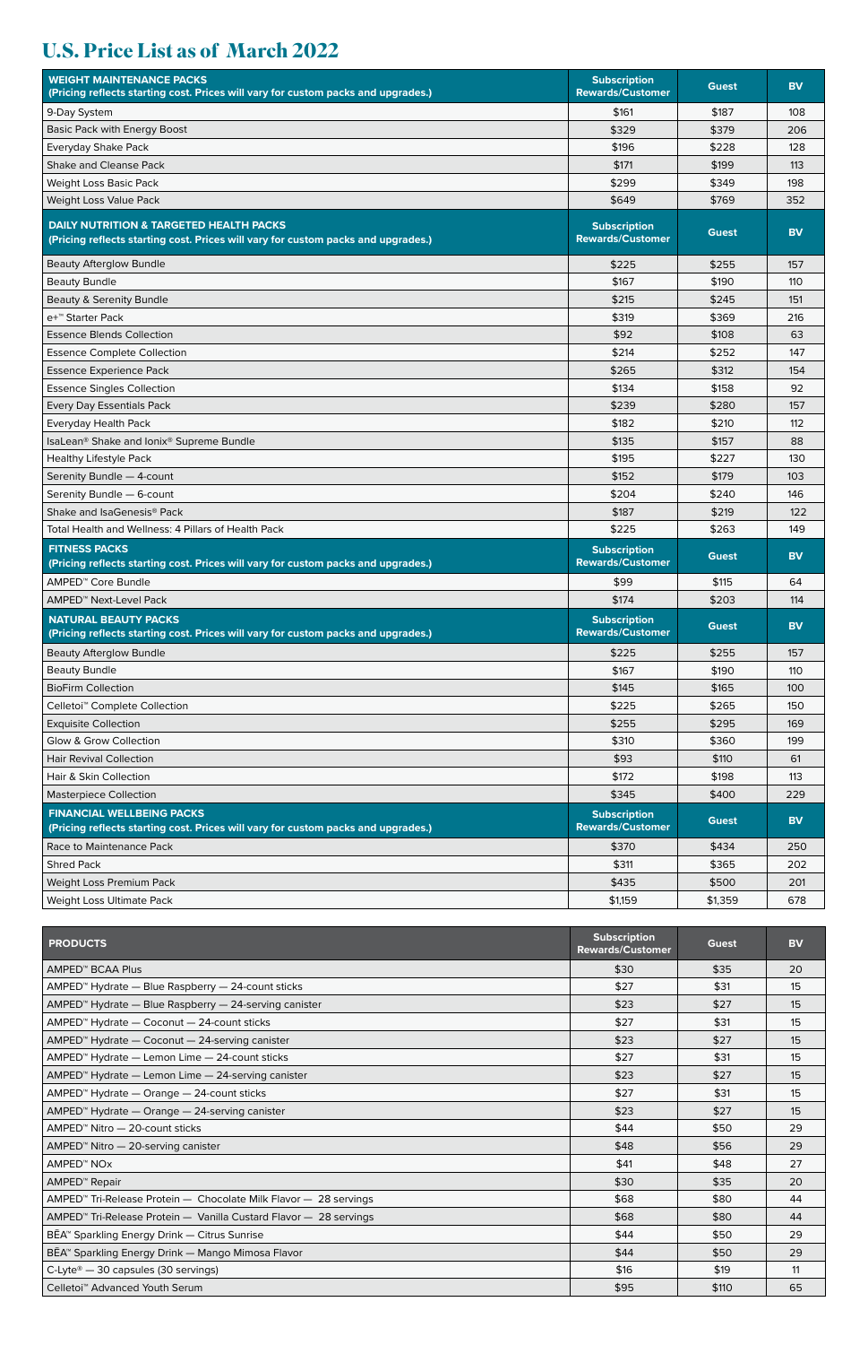# U.S. Price List as of March 2022

| WEIGHT MAINTENANCE PACKS (Pricing reflects starting cost. Prices will vary for custom packs and upgrades.) | Subscription Rewards/Customer | Guest | BV |
|---|---|---|---|
| 9-Day System | $161 | $187 | 108 |
| Basic Pack with Energy Boost | $329 | $379 | 206 |
| Everyday Shake Pack | $196 | $228 | 128 |
| Shake and Cleanse Pack | $171 | $199 | 113 |
| Weight Loss Basic Pack | $299 | $349 | 198 |
| Weight Loss Value Pack | $649 | $769 | 352 |
| **DAILY NUTRITION & TARGETED HEALTH PACKS (Pricing reflects starting cost. Prices will vary for custom packs and upgrades.)** | **Subscription Rewards/Customer** | **Guest** | **BV** |
| Beauty Afterglow Bundle | $225 | $255 | 157 |
| Beauty Bundle | $167 | $190 | 110 |
| Beauty & Serenity Bundle | $215 | $245 | 151 |
| e+™ Starter Pack | $319 | $369 | 216 |
| Essence Blends Collection | $92 | $108 | 63 |
| Essence Complete Collection | $214 | $252 | 147 |
| Essence Experience Pack | $265 | $312 | 154 |
| Essence Singles Collection | $134 | $158 | 92 |
| Every Day Essentials Pack | $239 | $280 | 157 |
| Everyday Health Pack | $182 | $210 | 112 |
| IsaLean® Shake and Ionix® Supreme Bundle | $135 | $157 | 88 |
| Healthy Lifestyle Pack | $195 | $227 | 130 |
| Serenity Bundle — 4-count | $152 | $179 | 103 |
| Serenity Bundle — 6-count | $204 | $240 | 146 |
| Shake and IsaGenesis® Pack | $187 | $219 | 122 |
| Total Health and Wellness: 4 Pillars of Health Pack | $225 | $263 | 149 |
| **FITNESS PACKS (Pricing reflects starting cost. Prices will vary for custom packs and upgrades.)** | **Subscription Rewards/Customer** | **Guest** | **BV** |
| AMPED™ Core Bundle | $99 | $115 | 64 |
| AMPED™ Next-Level Pack | $174 | $203 | 114 |
| **NATURAL BEAUTY PACKS (Pricing reflects starting cost. Prices will vary for custom packs and upgrades.)** | **Subscription Rewards/Customer** | **Guest** | **BV** |
| Beauty Afterglow Bundle | $225 | $255 | 157 |
| Beauty Bundle | $167 | $190 | 110 |
| BioFirm Collection | $145 | $165 | 100 |
| Celletoi™ Complete Collection | $225 | $265 | 150 |
| Exquisite Collection | $255 | $295 | 169 |
| Glow & Grow Collection | $310 | $360 | 199 |
| Hair Revival Collection | $93 | $110 | 61 |
| Hair & Skin Collection | $172 | $198 | 113 |
| Masterpiece Collection | $345 | $400 | 229 |
| **FINANCIAL WELLBEING PACKS (Pricing reflects starting cost. Prices will vary for custom packs and upgrades.)** | **Subscription Rewards/Customer** | **Guest** | **BV** |
| Race to Maintenance Pack | $370 | $434 | 250 |
| Shred Pack | $311 | $365 | 202 |
| Weight Loss Premium Pack | $435 | $500 | 201 |
| Weight Loss Ultimate Pack | $1,159 | $1,359 | 678 |

| PRODUCTS | Subscription Rewards/Customer | Guest | BV |
|---|---|---|---|
| AMPED™ BCAA Plus | $30 | $35 | 20 |
| AMPED™ Hydrate — Blue Raspberry — 24-count sticks | $27 | $31 | 15 |
| AMPED™ Hydrate — Blue Raspberry — 24-serving canister | $23 | $27 | 15 |
| AMPED™ Hydrate — Coconut — 24-count sticks | $27 | $31 | 15 |
| AMPED™ Hydrate — Coconut — 24-serving canister | $23 | $27 | 15 |
| AMPED™ Hydrate — Lemon Lime — 24-count sticks | $27 | $31 | 15 |
| AMPED™ Hydrate — Lemon Lime — 24-serving canister | $23 | $27 | 15 |
| AMPED™ Hydrate — Orange — 24-count sticks | $27 | $31 | 15 |
| AMPED™ Hydrate — Orange — 24-serving canister | $23 | $27 | 15 |
| AMPED™ Nitro — 20-count sticks | $44 | $50 | 29 |
| AMPED™ Nitro — 20-serving canister | $48 | $56 | 29 |
| AMPED™ NOx | $41 | $48 | 27 |
| AMPED™ Repair | $30 | $35 | 20 |
| AMPED™ Tri-Release Protein — Chocolate Milk Flavor — 28 servings | $68 | $80 | 44 |
| AMPED™ Tri-Release Protein — Vanilla Custard Flavor — 28 servings | $68 | $80 | 44 |
| BĒA™ Sparkling Energy Drink — Citrus Sunrise | $44 | $50 | 29 |
| BĒA™ Sparkling Energy Drink — Mango Mimosa Flavor | $44 | $50 | 29 |
| C-Lyte® — 30 capsules (30 servings) | $16 | $19 | 11 |
| Celletoi™ Advanced Youth Serum | $95 | $110 | 65 |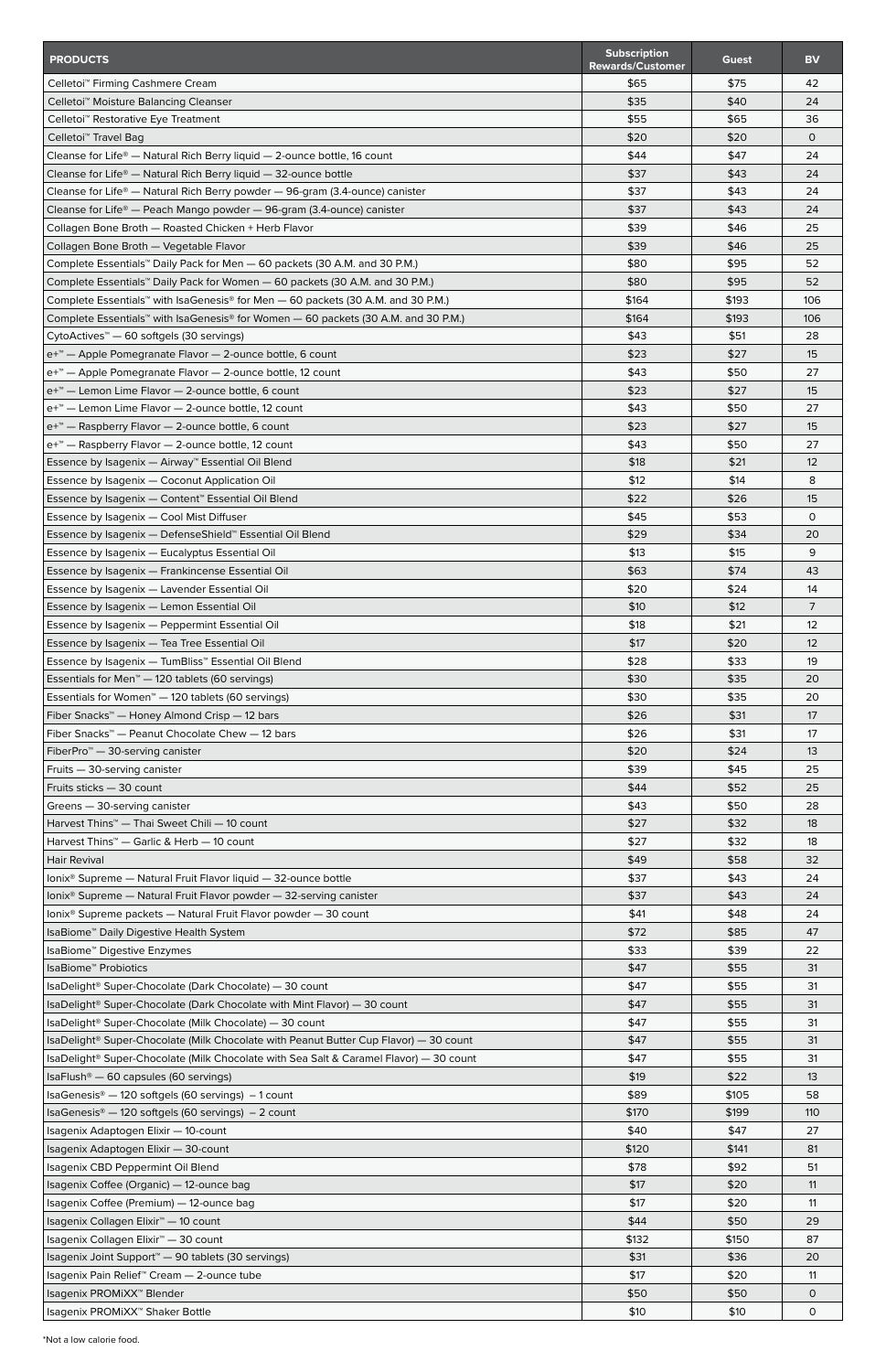| PRODUCTS | Subscription Rewards/Customer | Guest | BV |
| --- | --- | --- | --- |
| Celletoi™ Firming Cashmere Cream | $65 | $75 | 42 |
| Celletoi™ Moisture Balancing Cleanser | $35 | $40 | 24 |
| Celletoi™ Restorative Eye Treatment | $55 | $65 | 36 |
| Celletoi™ Travel Bag | $20 | $20 | 0 |
| Cleanse for Life® — Natural Rich Berry liquid — 2-ounce bottle, 16 count | $44 | $47 | 24 |
| Cleanse for Life® — Natural Rich Berry liquid — 32-ounce bottle | $37 | $43 | 24 |
| Cleanse for Life® — Natural Rich Berry powder — 96-gram (3.4-ounce) canister | $37 | $43 | 24 |
| Cleanse for Life® — Peach Mango powder — 96-gram (3.4-ounce) canister | $37 | $43 | 24 |
| Collagen Bone Broth — Roasted Chicken + Herb Flavor | $39 | $46 | 25 |
| Collagen Bone Broth — Vegetable Flavor | $39 | $46 | 25 |
| Complete Essentials™ Daily Pack for Men — 60 packets (30 A.M. and 30 P.M.) | $80 | $95 | 52 |
| Complete Essentials™ Daily Pack for Women — 60 packets (30 A.M. and 30 P.M.) | $80 | $95 | 52 |
| Complete Essentials™ with IsaGenesis® for Men — 60 packets (30 A.M. and 30 P.M.) | $164 | $193 | 106 |
| Complete Essentials™ with IsaGenesis® for Women — 60 packets (30 A.M. and 30 P.M.) | $164 | $193 | 106 |
| CytoActives™ — 60 softgels (30 servings) | $43 | $51 | 28 |
| e+™ — Apple Pomegranate Flavor — 2-ounce bottle, 6 count | $23 | $27 | 15 |
| e+™ — Apple Pomegranate Flavor — 2-ounce bottle, 12 count | $43 | $50 | 27 |
| e+™ — Lemon Lime Flavor — 2-ounce bottle, 6 count | $23 | $27 | 15 |
| e+™ — Lemon Lime Flavor — 2-ounce bottle, 12 count | $43 | $50 | 27 |
| e+™ — Raspberry Flavor — 2-ounce bottle, 6 count | $23 | $27 | 15 |
| e+™ — Raspberry Flavor — 2-ounce bottle, 12 count | $43 | $50 | 27 |
| Essence by Isagenix — Airway™ Essential Oil Blend | $18 | $21 | 12 |
| Essence by Isagenix — Coconut Application Oil | $12 | $14 | 8 |
| Essence by Isagenix — Content™ Essential Oil Blend | $22 | $26 | 15 |
| Essence by Isagenix — Cool Mist Diffuser | $45 | $53 | 0 |
| Essence by Isagenix — DefenseShield™ Essential Oil Blend | $29 | $34 | 20 |
| Essence by Isagenix — Eucalyptus Essential Oil | $13 | $15 | 9 |
| Essence by Isagenix — Frankincense Essential Oil | $63 | $74 | 43 |
| Essence by Isagenix — Lavender Essential Oil | $20 | $24 | 14 |
| Essence by Isagenix — Lemon Essential Oil | $10 | $12 | 7 |
| Essence by Isagenix — Peppermint Essential Oil | $18 | $21 | 12 |
| Essence by Isagenix — Tea Tree Essential Oil | $17 | $20 | 12 |
| Essence by Isagenix — TumBliss™ Essential Oil Blend | $28 | $33 | 19 |
| Essentials for Men™ — 120 tablets (60 servings) | $30 | $35 | 20 |
| Essentials for Women™ — 120 tablets (60 servings) | $30 | $35 | 20 |
| Fiber Snacks™ — Honey Almond Crisp — 12 bars | $26 | $31 | 17 |
| Fiber Snacks™ — Peanut Chocolate Chew — 12 bars | $26 | $31 | 17 |
| FiberPro™ — 30-serving canister | $20 | $24 | 13 |
| Fruits — 30-serving canister | $39 | $45 | 25 |
| Fruits sticks — 30 count | $44 | $52 | 25 |
| Greens — 30-serving canister | $43 | $50 | 28 |
| Harvest Thins™ — Thai Sweet Chili — 10 count | $27 | $32 | 18 |
| Harvest Thins™ — Garlic & Herb — 10 count | $27 | $32 | 18 |
| Hair Revival | $49 | $58 | 32 |
| Ionix® Supreme — Natural Fruit Flavor liquid — 32-ounce bottle | $37 | $43 | 24 |
| Ionix® Supreme — Natural Fruit Flavor powder — 32-serving canister | $37 | $43 | 24 |
| Ionix® Supreme packets — Natural Fruit Flavor powder — 30 count | $41 | $48 | 24 |
| IsaBiome™ Daily Digestive Health System | $72 | $85 | 47 |
| IsaBiome™ Digestive Enzymes | $33 | $39 | 22 |
| IsaBiome™ Probiotics | $47 | $55 | 31 |
| IsaDelight® Super-Chocolate (Dark Chocolate) — 30 count | $47 | $55 | 31 |
| IsaDelight® Super-Chocolate (Dark Chocolate with Mint Flavor) — 30 count | $47 | $55 | 31 |
| IsaDelight® Super-Chocolate (Milk Chocolate) — 30 count | $47 | $55 | 31 |
| IsaDelight® Super-Chocolate (Milk Chocolate with Peanut Butter Cup Flavor) — 30 count | $47 | $55 | 31 |
| IsaDelight® Super-Chocolate (Milk Chocolate with Sea Salt & Caramel Flavor) — 30 count | $47 | $55 | 31 |
| IsaFlush® — 60 capsules (60 servings) | $19 | $22 | 13 |
| IsaGenesis® — 120 softgels (60 servings) – 1 count | $89 | $105 | 58 |
| IsaGenesis® — 120 softgels (60 servings) – 2 count | $170 | $199 | 110 |
| Isagenix Adaptogen Elixir — 10-count | $40 | $47 | 27 |
| Isagenix Adaptogen Elixir — 30-count | $120 | $141 | 81 |
| Isagenix CBD Peppermint Oil Blend | $78 | $92 | 51 |
| Isagenix Coffee (Organic) — 12-ounce bag | $17 | $20 | 11 |
| Isagenix Coffee (Premium) — 12-ounce bag | $17 | $20 | 11 |
| Isagenix Collagen Elixir™ — 10 count | $44 | $50 | 29 |
| Isagenix Collagen Elixir™ — 30 count | $132 | $150 | 87 |
| Isagenix Joint Support™ — 90 tablets (30 servings) | $31 | $36 | 20 |
| Isagenix Pain Relief™ Cream — 2-ounce tube | $17 | $20 | 11 |
| Isagenix PROMiXX™ Blender | $50 | $50 | 0 |
| Isagenix PROMiXX™ Shaker Bottle | $10 | $10 | 0 |

*Not a low calorie food.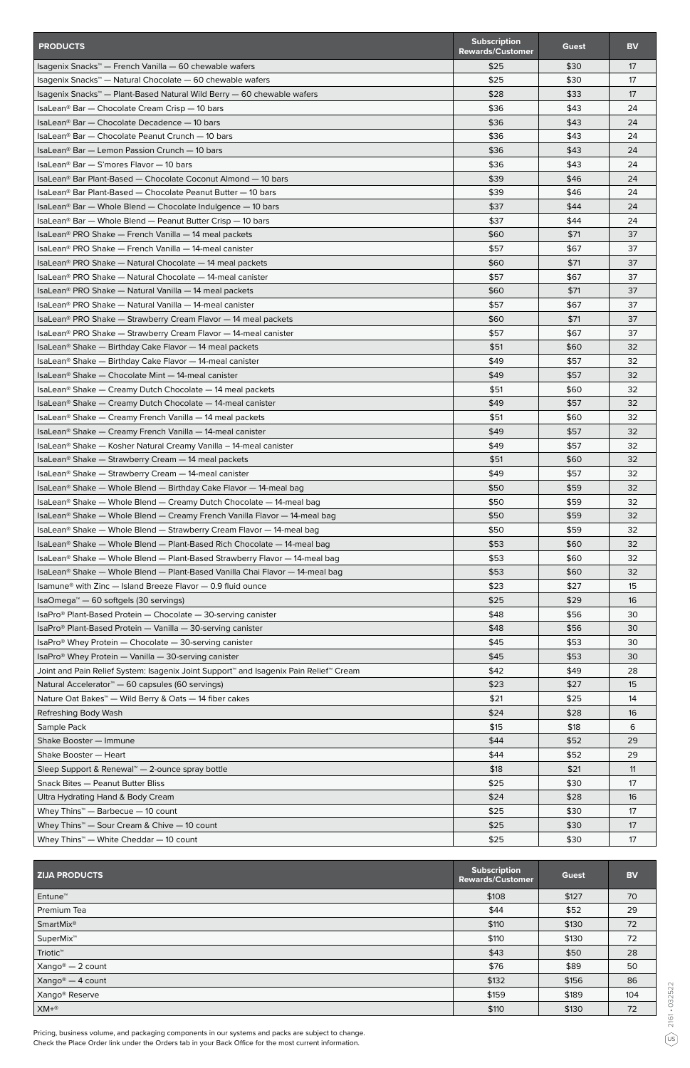| PRODUCTS | Subscription Rewards/Customer | Guest | BV |
|---|---|---|---|
| Isagenix Snacks™ — French Vanilla — 60 chewable wafers | $25 | $30 | 17 |
| Isagenix Snacks™ — Natural Chocolate — 60 chewable wafers | $25 | $30 | 17 |
| Isagenix Snacks™ — Plant-Based Natural Wild Berry — 60 chewable wafers | $28 | $33 | 17 |
| IsaLean® Bar — Chocolate Cream Crisp — 10 bars | $36 | $43 | 24 |
| IsaLean® Bar — Chocolate Decadence — 10 bars | $36 | $43 | 24 |
| IsaLean® Bar — Chocolate Peanut Crunch — 10 bars | $36 | $43 | 24 |
| IsaLean® Bar — Lemon Passion Crunch — 10 bars | $36 | $43 | 24 |
| IsaLean® Bar — S'mores Flavor — 10 bars | $36 | $43 | 24 |
| IsaLean® Bar Plant-Based — Chocolate Coconut Almond — 10 bars | $39 | $46 | 24 |
| IsaLean® Bar Plant-Based — Chocolate Peanut Butter — 10 bars | $39 | $46 | 24 |
| IsaLean® Bar — Whole Blend — Chocolate Indulgence — 10 bars | $37 | $44 | 24 |
| IsaLean® Bar — Whole Blend — Peanut Butter Crisp — 10 bars | $37 | $44 | 24 |
| IsaLean® PRO Shake — French Vanilla — 14 meal packets | $60 | $71 | 37 |
| IsaLean® PRO Shake — French Vanilla — 14-meal canister | $57 | $67 | 37 |
| IsaLean® PRO Shake — Natural Chocolate — 14 meal packets | $60 | $71 | 37 |
| IsaLean® PRO Shake — Natural Chocolate — 14-meal canister | $57 | $67 | 37 |
| IsaLean® PRO Shake — Natural Vanilla — 14 meal packets | $60 | $71 | 37 |
| IsaLean® PRO Shake — Natural Vanilla — 14-meal canister | $57 | $67 | 37 |
| IsaLean® PRO Shake — Strawberry Cream Flavor — 14 meal packets | $60 | $71 | 37 |
| IsaLean® PRO Shake — Strawberry Cream Flavor — 14-meal canister | $57 | $67 | 37 |
| IsaLean® Shake — Birthday Cake Flavor — 14 meal packets | $51 | $60 | 32 |
| IsaLean® Shake — Birthday Cake Flavor — 14-meal canister | $49 | $57 | 32 |
| IsaLean® Shake — Chocolate Mint — 14-meal canister | $49 | $57 | 32 |
| IsaLean® Shake — Creamy Dutch Chocolate — 14 meal packets | $51 | $60 | 32 |
| IsaLean® Shake — Creamy Dutch Chocolate — 14-meal canister | $49 | $57 | 32 |
| IsaLean® Shake — Creamy French Vanilla — 14 meal packets | $51 | $60 | 32 |
| IsaLean® Shake — Creamy French Vanilla — 14-meal canister | $49 | $57 | 32 |
| IsaLean® Shake — Kosher Natural Creamy Vanilla – 14-meal canister | $49 | $57 | 32 |
| IsaLean® Shake — Strawberry Cream — 14 meal packets | $51 | $60 | 32 |
| IsaLean® Shake — Strawberry Cream — 14-meal canister | $49 | $57 | 32 |
| IsaLean® Shake — Whole Blend — Birthday Cake Flavor — 14-meal bag | $50 | $59 | 32 |
| IsaLean® Shake — Whole Blend — Creamy Dutch Chocolate — 14-meal bag | $50 | $59 | 32 |
| IsaLean® Shake — Whole Blend — Creamy French Vanilla Flavor — 14-meal bag | $50 | $59 | 32 |
| IsaLean® Shake — Whole Blend — Strawberry Cream Flavor — 14-meal bag | $50 | $59 | 32 |
| IsaLean® Shake — Whole Blend — Plant-Based Rich Chocolate — 14-meal bag | $53 | $60 | 32 |
| IsaLean® Shake — Whole Blend — Plant-Based Strawberry Flavor — 14-meal bag | $53 | $60 | 32 |
| IsaLean® Shake — Whole Blend — Plant-Based Vanilla Chai Flavor — 14-meal bag | $53 | $60 | 32 |
| Isamune® with Zinc — Island Breeze Flavor — 0.9 fluid ounce | $23 | $27 | 15 |
| IsaOmega™ — 60 softgels (30 servings) | $25 | $29 | 16 |
| IsaPro® Plant-Based Protein — Chocolate — 30-serving canister | $48 | $56 | 30 |
| IsaPro® Plant-Based Protein — Vanilla — 30-serving canister | $48 | $56 | 30 |
| IsaPro® Whey Protein — Chocolate — 30-serving canister | $45 | $53 | 30 |
| IsaPro® Whey Protein — Vanilla — 30-serving canister | $45 | $53 | 30 |
| Joint and Pain Relief System: Isagenix Joint Support™ and Isagenix Pain Relief™ Cream | $42 | $49 | 28 |
| Natural Accelerator™ — 60 capsules (60 servings) | $23 | $27 | 15 |
| Nature Oat Bakes™ — Wild Berry & Oats — 14 fiber cakes | $21 | $25 | 14 |
| Refreshing Body Wash | $24 | $28 | 16 |
| Sample Pack | $15 | $18 | 6 |
| Shake Booster — Immune | $44 | $52 | 29 |
| Shake Booster — Heart | $44 | $52 | 29 |
| Sleep Support & Renewal™ — 2-ounce spray bottle | $18 | $21 | 11 |
| Snack Bites — Peanut Butter Bliss | $25 | $30 | 17 |
| Ultra Hydrating Hand & Body Cream | $24 | $28 | 16 |
| Whey Thins™ — Barbecue — 10 count | $25 | $30 | 17 |
| Whey Thins™ — Sour Cream & Chive — 10 count | $25 | $30 | 17 |
| Whey Thins™ — White Cheddar — 10 count | $25 | $30 | 17 |

| ZIJA PRODUCTS | Subscription Rewards/Customer | Guest | BV |
|---|---|---|---|
| Entune™ | $108 | $127 | 70 |
| Premium Tea | $44 | $52 | 29 |
| SmartMix® | $110 | $130 | 72 |
| SuperMix™ | $110 | $130 | 72 |
| Triotic™ | $43 | $50 | 28 |
| Xango® — 2 count | $76 | $89 | 50 |
| Xango® — 4 count | $132 | $156 | 86 |
| Xango® Reserve | $159 | $189 | 104 |
| XM+® | $110 | $130 | 72 |

Pricing, business volume, and packaging components in our systems and packs are subject to change.
Check the Place Order link under the Orders tab in your Back Office for the most current information.

US 2161 • 032522